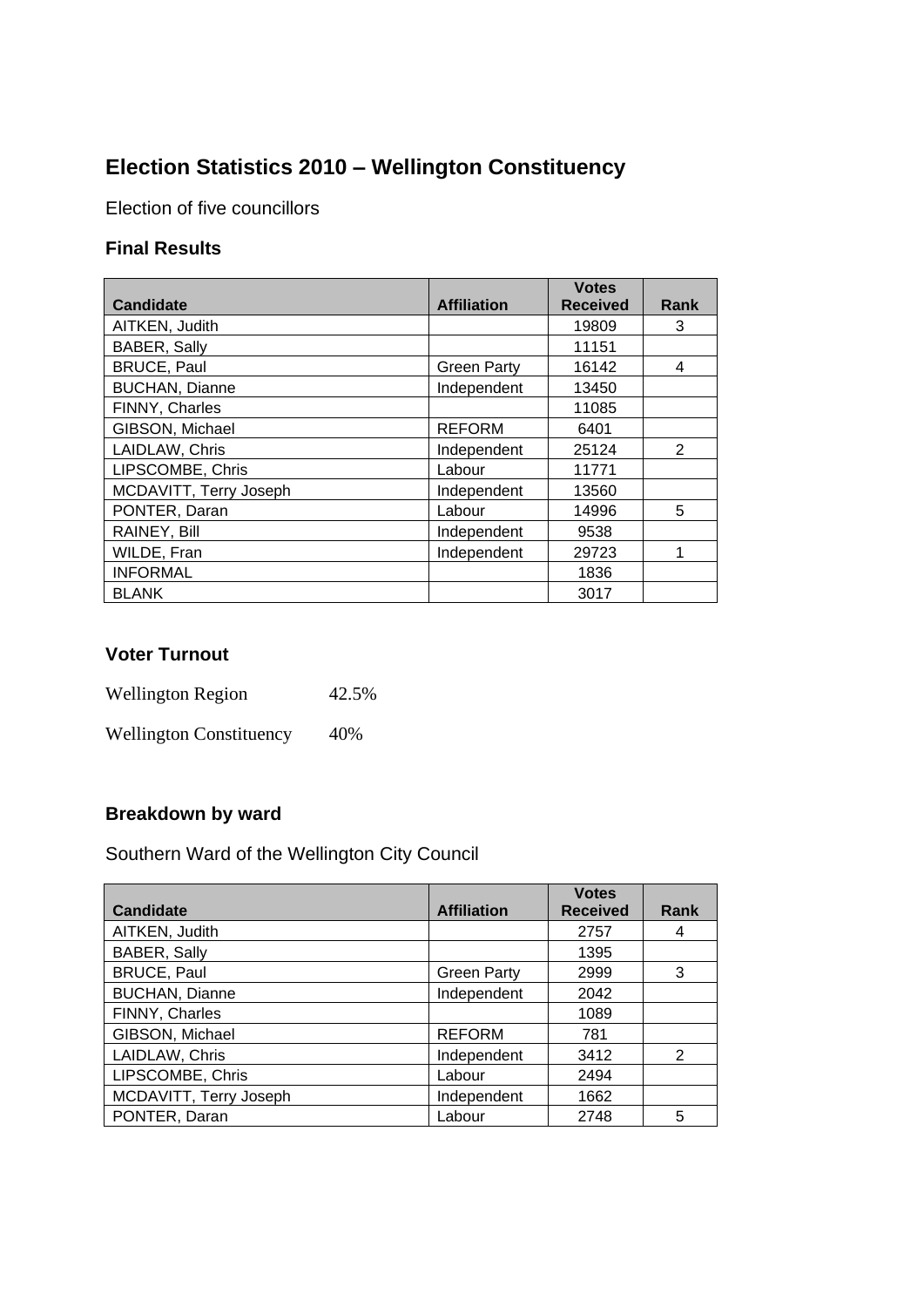## Election Statistics 2010 – Wellington Constituency

Election of five councillors

### Final Results

| Candidate | Affiliation | Votes Received | Rank |
|---|---|---|---|
| AITKEN, Judith | | 19809 | 3 |
| BABER, Sally | | 11151 | |
| BRUCE, Paul | Green Party | 16142 | 4 |
| BUCHAN, Dianne | Independent | 13450 | |
| FINNY, Charles | | 11085 | |
| GIBSON, Michael | REFORM | 6401 | |
| LAIDLAW, Chris | Independent | 25124 | 2 |
| LIPSCOMBE, Chris | Labour | 11771 | |
| MCDAVITT, Terry Joseph | Independent | 13560 | |
| PONTER, Daran | Labour | 14996 | 5 |
| RAINEY, Bill | Independent | 9538 | |
| WILDE, Fran | Independent | 29723 | 1 |
| INFORMAL | | 1836 | |
| BLANK | | 3017 | |

### Voter Turnout

Wellington Region 42.5%

Wellington Constituency 40%

### Breakdown by ward

Southern Ward of the Wellington City Council

| Candidate | Affiliation | Votes Received | Rank |
|---|---|---|---|
| AITKEN, Judith | | 2757 | 4 |
| BABER, Sally | | 1395 | |
| BRUCE, Paul | Green Party | 2999 | 3 |
| BUCHAN, Dianne | Independent | 2042 | |
| FINNY, Charles | | 1089 | |
| GIBSON, Michael | REFORM | 781 | |
| LAIDLAW, Chris | Independent | 3412 | 2 |
| LIPSCOMBE, Chris | Labour | 2494 | |
| MCDAVITT, Terry Joseph | Independent | 1662 | |
| PONTER, Daran | Labour | 2748 | 5 |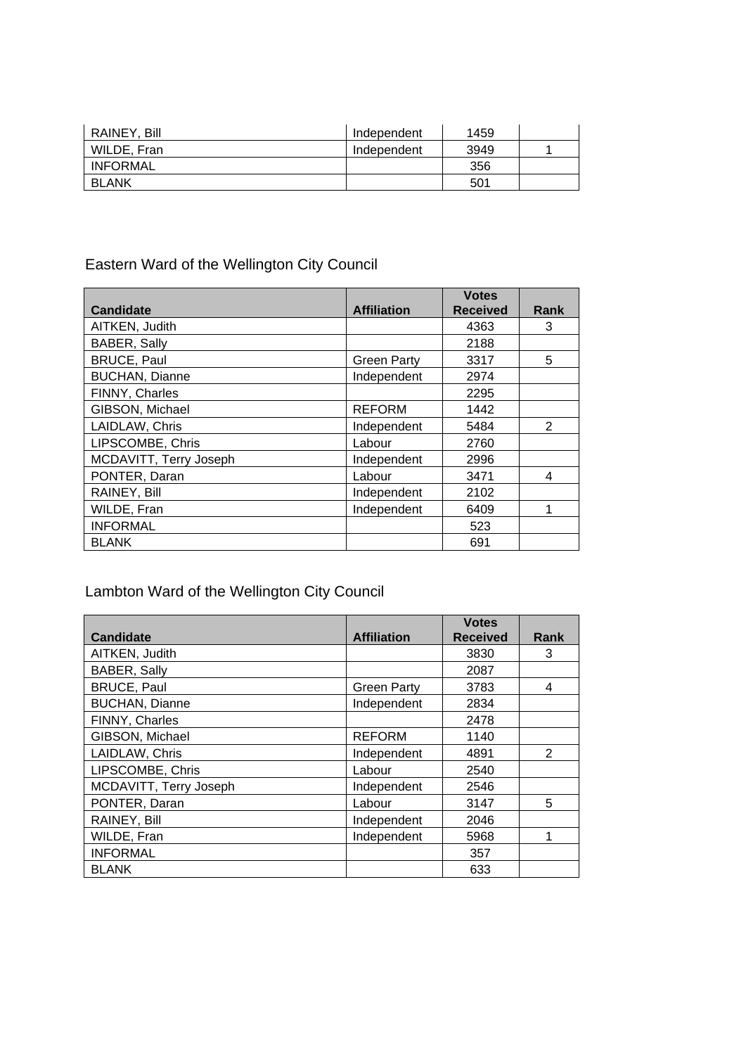| RAINEY, Bill | Independent | 1459 | |
|---|---|---|---|
| WILDE, Fran | Independent | 3949 | 1 |
| INFORMAL | | 356 | |
| BLANK | | 501 | |

## Eastern Ward of the Wellington City Council

| Candidate | Affiliation | Votes Received | Rank |
|---|---|---|---|
| AITKEN, Judith | | 4363 | 3 |
| BABER, Sally | | 2188 | |
| BRUCE, Paul | Green Party | 3317 | 5 |
| BUCHAN, Dianne | Independent | 2974 | |
| FINNY, Charles | | 2295 | |
| GIBSON, Michael | REFORM | 1442 | |
| LAIDLAW, Chris | Independent | 5484 | 2 |
| LIPSCOMBE, Chris | Labour | 2760 | |
| MCDAVITT, Terry Joseph | Independent | 2996 | |
| PONTER, Daran | Labour | 3471 | 4 |
| RAINEY, Bill | Independent | 2102 | |
| WILDE, Fran | Independent | 6409 | 1 |
| INFORMAL | | 523 | |
| BLANK | | 691 | |

## Lambton Ward of the Wellington City Council

| Candidate | Affiliation | Votes Received | Rank |
|---|---|---|---|
| AITKEN, Judith | | 3830 | 3 |
| BABER, Sally | | 2087 | |
| BRUCE, Paul | Green Party | 3783 | 4 |
| BUCHAN, Dianne | Independent | 2834 | |
| FINNY, Charles | | 2478 | |
| GIBSON, Michael | REFORM | 1140 | |
| LAIDLAW, Chris | Independent | 4891 | 2 |
| LIPSCOMBE, Chris | Labour | 2540 | |
| MCDAVITT, Terry Joseph | Independent | 2546 | |
| PONTER, Daran | Labour | 3147 | 5 |
| RAINEY, Bill | Independent | 2046 | |
| WILDE, Fran | Independent | 5968 | 1 |
| INFORMAL | | 357 | |
| BLANK | | 633 | |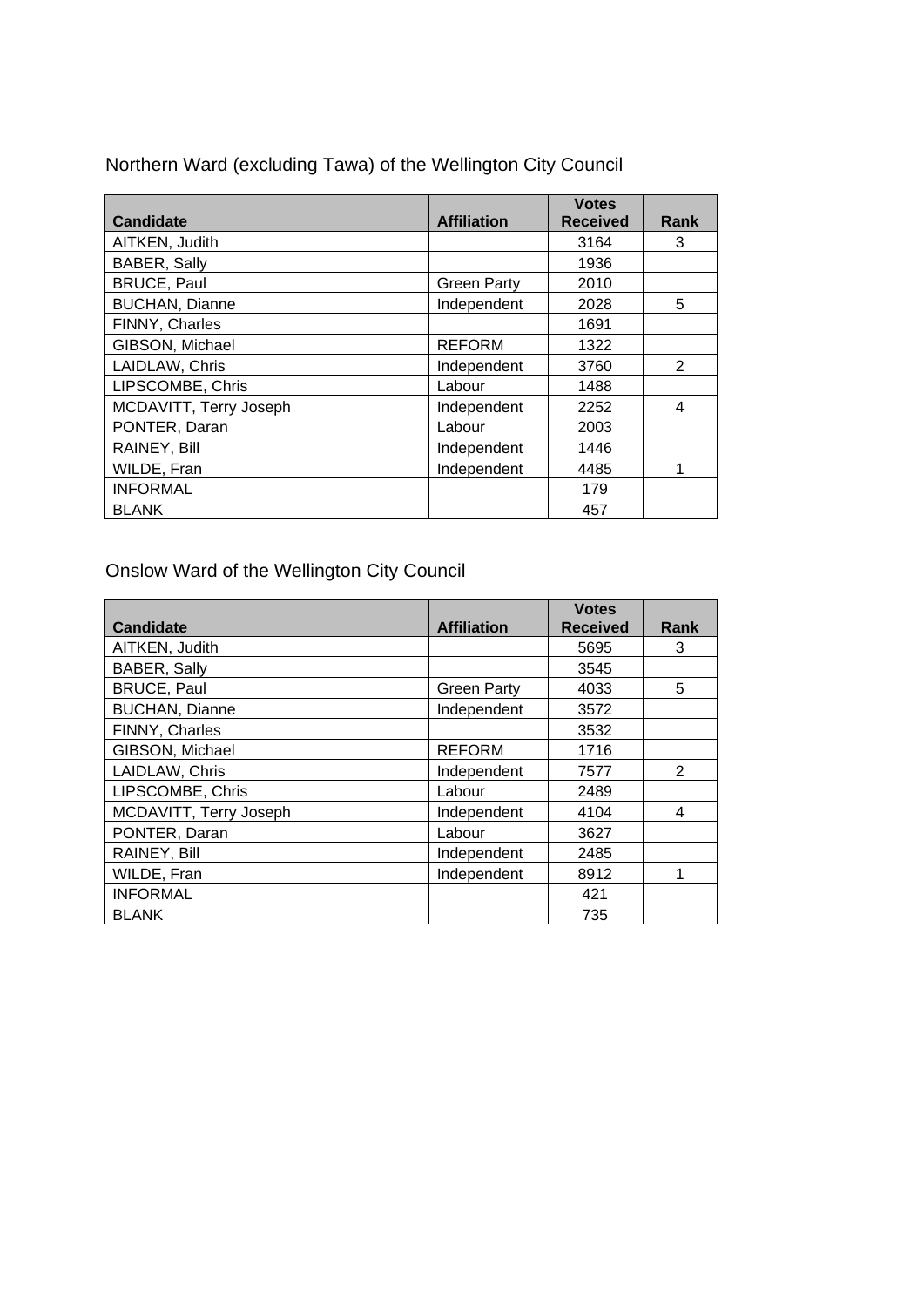## Northern Ward (excluding Tawa) of the Wellington City Council

| Candidate | Affiliation | Votes Received | Rank |
|---|---|---|---|
| AITKEN, Judith | | 3164 | 3 |
| BABER, Sally | | 1936 | |
| BRUCE, Paul | Green Party | 2010 | |
| BUCHAN, Dianne | Independent | 2028 | 5 |
| FINNY, Charles | | 1691 | |
| GIBSON, Michael | REFORM | 1322 | |
| LAIDLAW, Chris | Independent | 3760 | 2 |
| LIPSCOMBE, Chris | Labour | 1488 | |
| MCDAVITT, Terry Joseph | Independent | 2252 | 4 |
| PONTER, Daran | Labour | 2003 | |
| RAINEY, Bill | Independent | 1446 | |
| WILDE, Fran | Independent | 4485 | 1 |
| INFORMAL | | 179 | |
| BLANK | | 457 | |

## Onslow Ward of the Wellington City Council

| Candidate | Affiliation | Votes Received | Rank |
|---|---|---|---|
| AITKEN, Judith | | 5695 | 3 |
| BABER, Sally | | 3545 | |
| BRUCE, Paul | Green Party | 4033 | 5 |
| BUCHAN, Dianne | Independent | 3572 | |
| FINNY, Charles | | 3532 | |
| GIBSON, Michael | REFORM | 1716 | |
| LAIDLAW, Chris | Independent | 7577 | 2 |
| LIPSCOMBE, Chris | Labour | 2489 | |
| MCDAVITT, Terry Joseph | Independent | 4104 | 4 |
| PONTER, Daran | Labour | 3627 | |
| RAINEY, Bill | Independent | 2485 | |
| WILDE, Fran | Independent | 8912 | 1 |
| INFORMAL | | 421 | |
| BLANK | | 735 | |